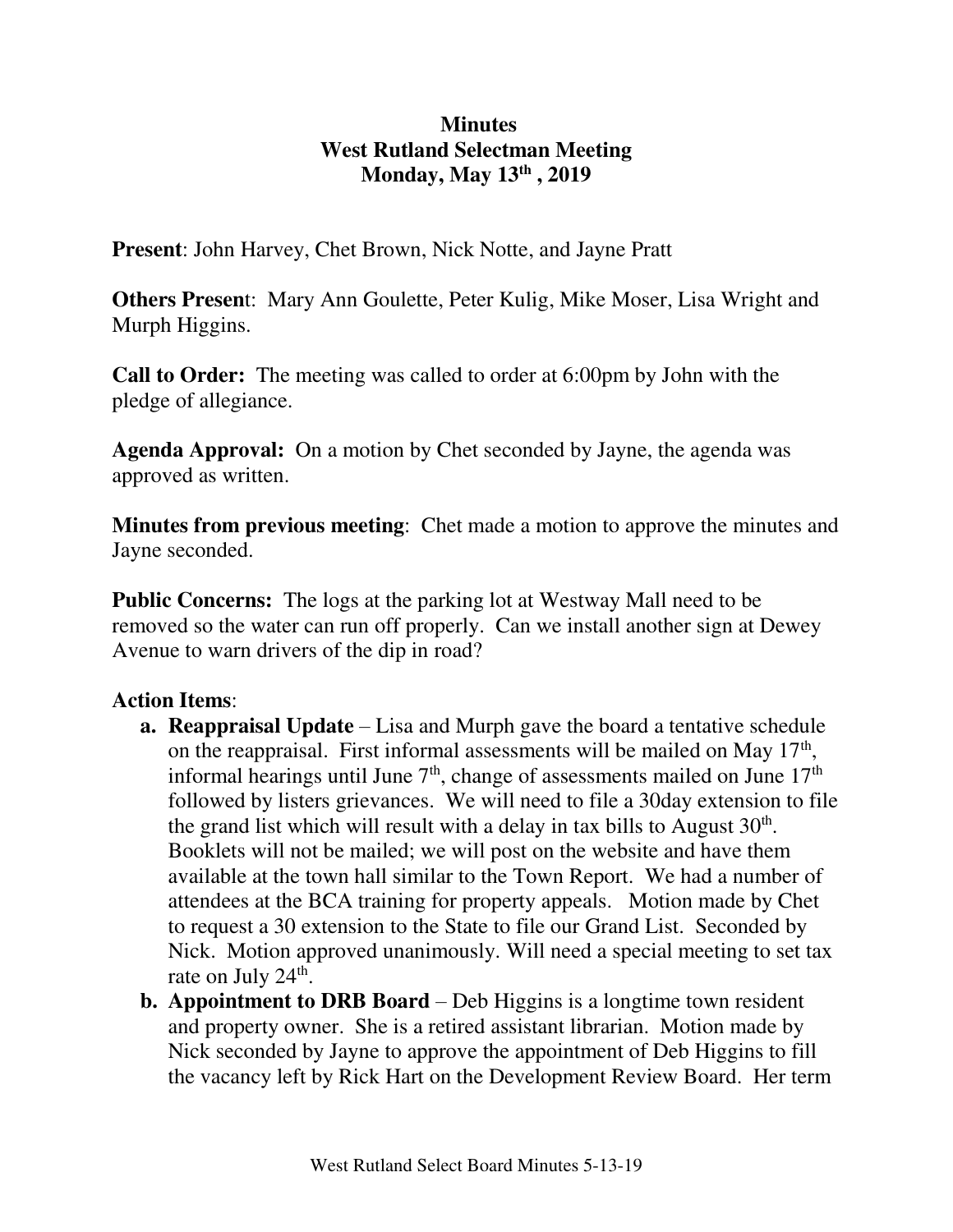**Minutes**
**West Rutland Selectman Meeting**
**Monday, May 13th , 2019**

**Present**: John Harvey, Chet Brown, Nick Notte, and Jayne Pratt

**Others Presen**t: Mary Ann Goulette, Peter Kulig, Mike Moser, Lisa Wright and Murph Higgins.

**Call to Order:** The meeting was called to order at 6:00pm by John with the pledge of allegiance.

**Agenda Approval:** On a motion by Chet seconded by Jayne, the agenda was approved as written.

**Minutes from previous meeting**: Chet made a motion to approve the minutes and Jayne seconded.

**Public Concerns:** The logs at the parking lot at Westway Mall need to be removed so the water can run off properly. Can we install another sign at Dewey Avenue to warn drivers of the dip in road?

**Action Items**:

a. **Reappraisal Update** – Lisa and Murph gave the board a tentative schedule on the reappraisal. First informal assessments will be mailed on May 17th, informal hearings until June 7th, change of assessments mailed on June 17th followed by listers grievances. We will need to file a 30day extension to file the grand list which will result with a delay in tax bills to August 30th. Booklets will not be mailed; we will post on the website and have them available at the town hall similar to the Town Report. We had a number of attendees at the BCA training for property appeals. Motion made by Chet to request a 30 extension to the State to file our Grand List. Seconded by Nick. Motion approved unanimously. Will need a special meeting to set tax rate on July 24th.
b. **Appointment to DRB Board** – Deb Higgins is a longtime town resident and property owner. She is a retired assistant librarian. Motion made by Nick seconded by Jayne to approve the appointment of Deb Higgins to fill the vacancy left by Rick Hart on the Development Review Board. Her term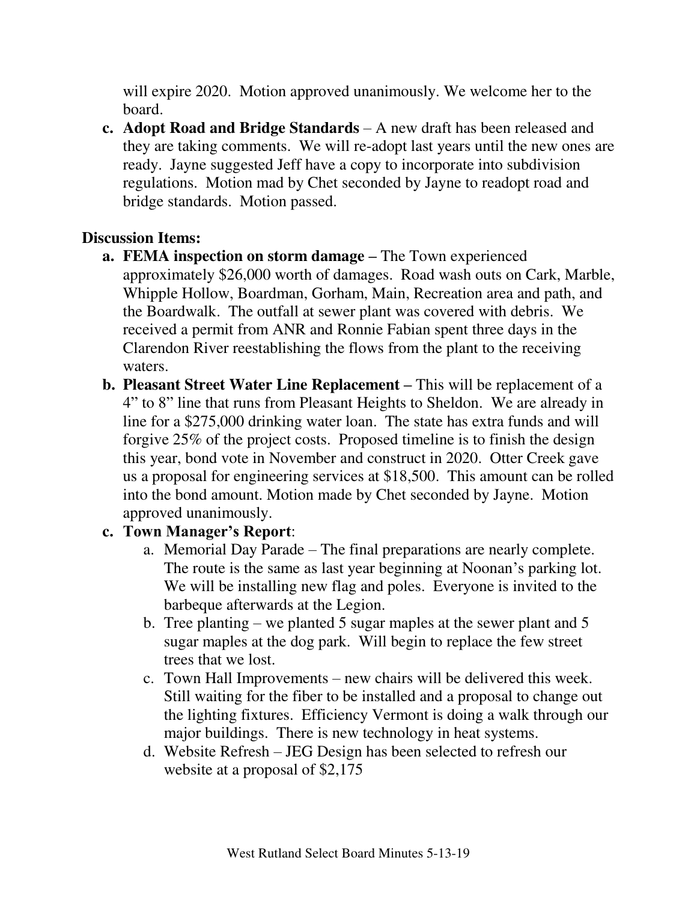will expire 2020. Motion approved unanimously. We welcome her to the board.

c. **Adopt Road and Bridge Standards** – A new draft has been released and they are taking comments. We will re-adopt last years until the new ones are ready. Jayne suggested Jeff have a copy to incorporate into subdivision regulations. Motion mad by Chet seconded by Jayne to readopt road and bridge standards. Motion passed.

**Discussion Items:**

a. **FEMA inspection on storm damage –** The Town experienced approximately $26,000 worth of damages. Road wash outs on Cark, Marble, Whipple Hollow, Boardman, Gorham, Main, Recreation area and path, and the Boardwalk. The outfall at sewer plant was covered with debris. We received a permit from ANR and Ronnie Fabian spent three days in the Clarendon River reestablishing the flows from the plant to the receiving waters.

b. **Pleasant Street Water Line Replacement –** This will be replacement of a 4" to 8" line that runs from Pleasant Heights to Sheldon. We are already in line for a $275,000 drinking water loan. The state has extra funds and will forgive 25% of the project costs. Proposed timeline is to finish the design this year, bond vote in November and construct in 2020. Otter Creek gave us a proposal for engineering services at $18,500. This amount can be rolled into the bond amount. Motion made by Chet seconded by Jayne. Motion approved unanimously.

c. **Town Manager's Report**:
   a. Memorial Day Parade – The final preparations are nearly complete. The route is the same as last year beginning at Noonan's parking lot. We will be installing new flag and poles. Everyone is invited to the barbeque afterwards at the Legion.
   b. Tree planting – we planted 5 sugar maples at the sewer plant and 5 sugar maples at the dog park. Will begin to replace the few street trees that we lost.
   c. Town Hall Improvements – new chairs will be delivered this week. Still waiting for the fiber to be installed and a proposal to change out the lighting fixtures. Efficiency Vermont is doing a walk through our major buildings. There is new technology in heat systems.
   d. Website Refresh – JEG Design has been selected to refresh our website at a proposal of $2,175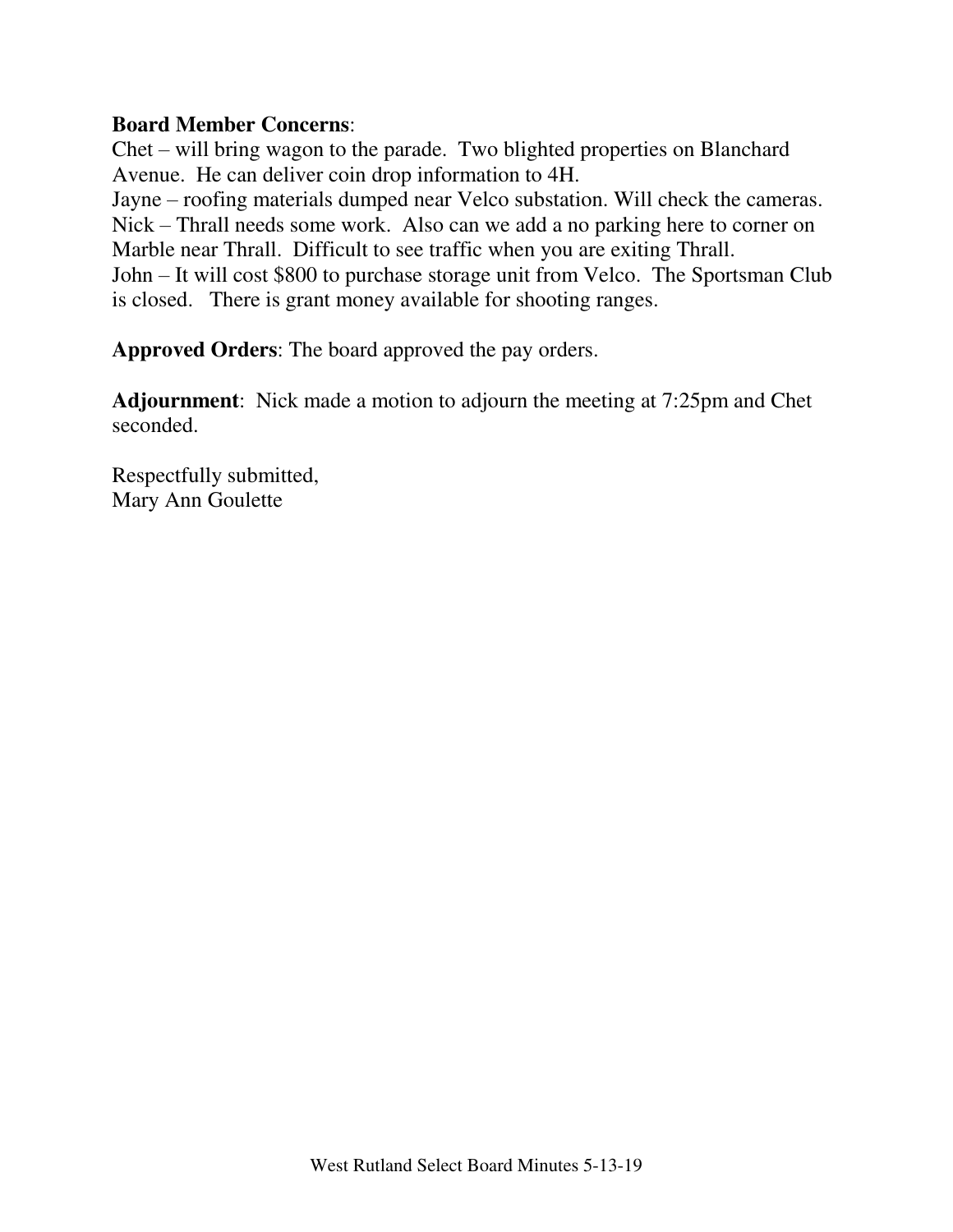**Board Member Concerns**:
Chet – will bring wagon to the parade. Two blighted properties on Blanchard Avenue. He can deliver coin drop information to 4H.
Jayne – roofing materials dumped near Velco substation. Will check the cameras.
Nick – Thrall needs some work. Also can we add a no parking here to corner on Marble near Thrall. Difficult to see traffic when you are exiting Thrall.
John – It will cost $800 to purchase storage unit from Velco. The Sportsman Club is closed. There is grant money available for shooting ranges.

**Approved Orders**: The board approved the pay orders.

**Adjournment**: Nick made a motion to adjourn the meeting at 7:25pm and Chet seconded.

Respectfully submitted,
Mary Ann Goulette